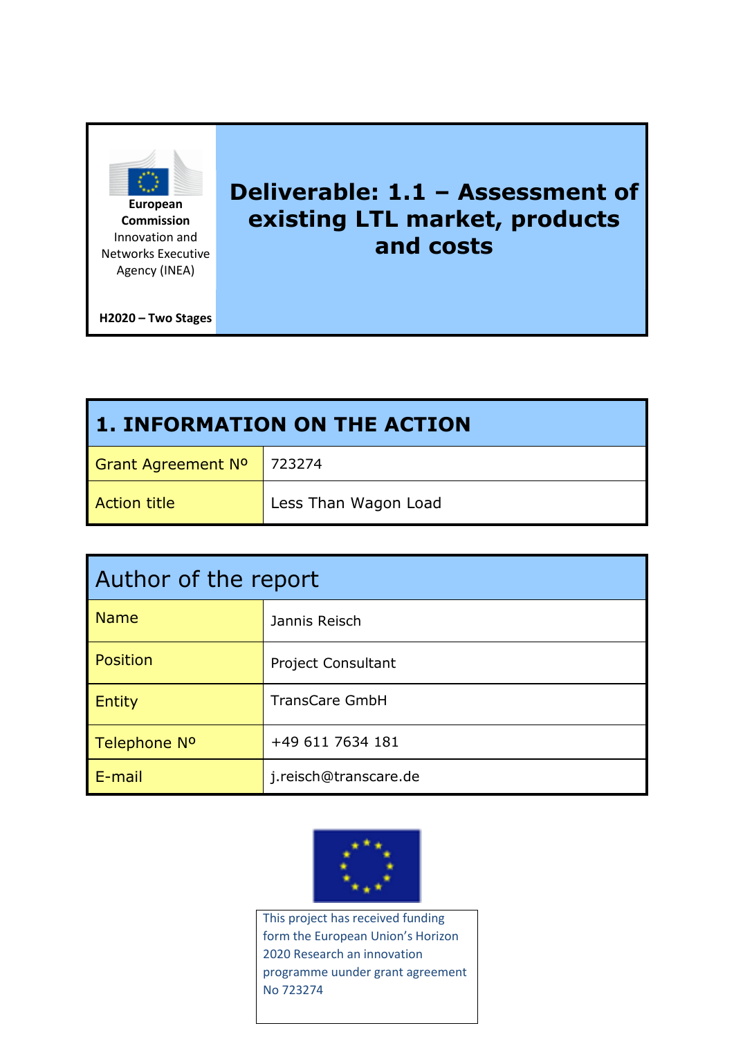European Commission
Innovation and Networks Executive Agency (INEA)

**H2020 – Two Stages**

# Deliverable: 1.1 – Assessment of existing LTL market, products and costs

| 1. INFORMATION ON THE ACTION | |
|---|---|
| Grant Agreement Nº | 723274 |
| Action title | Less Than Wagon Load |

| Author of the report | |
|---|---|
| Name | Jannis Reisch |
| Position | Project Consultant |
| Entity | TransCare GmbH |
| Telephone Nº | +49 611 7634 181 |
| E-mail | j.reisch@transcare.de |

This project has received funding form the European Union's Horizon 2020 Research an innovation programme uunder grant agreement No 723274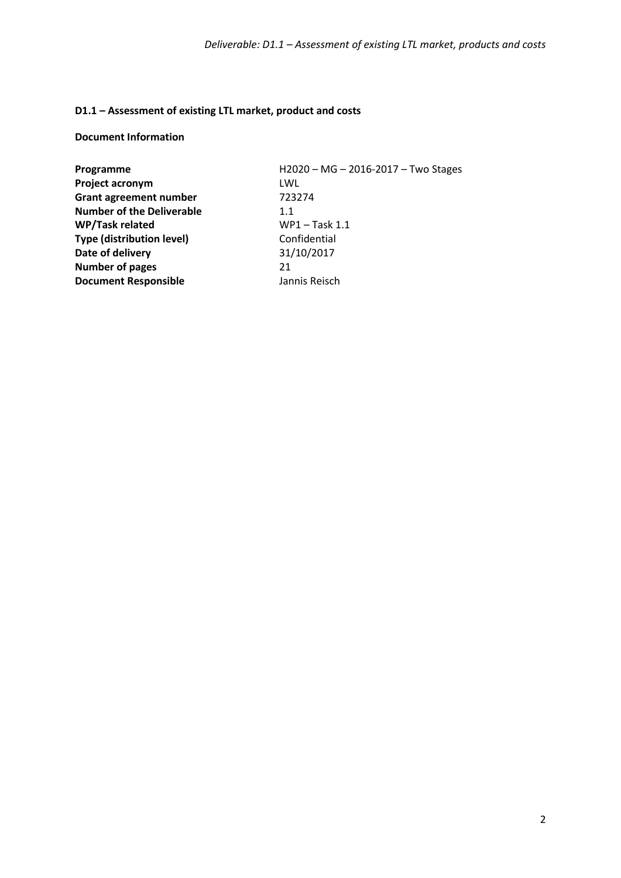## D1.1 – Assessment of existing LTL market, product and costs

**Document Information**

| | |
|---|---|
| **Programme** | H2020 – MG – 2016-2017 – Two Stages |
| **Project acronym** | LWL |
| **Grant agreement number** | 723274 |
| **Number of the Deliverable** | 1.1 |
| **WP/Task related** | WP1 – Task 1.1 |
| **Type (distribution level)** | Confidential |
| **Date of delivery** | 31/10/2017 |
| **Number of pages** | 21 |
| **Document Responsible** | Jannis Reisch |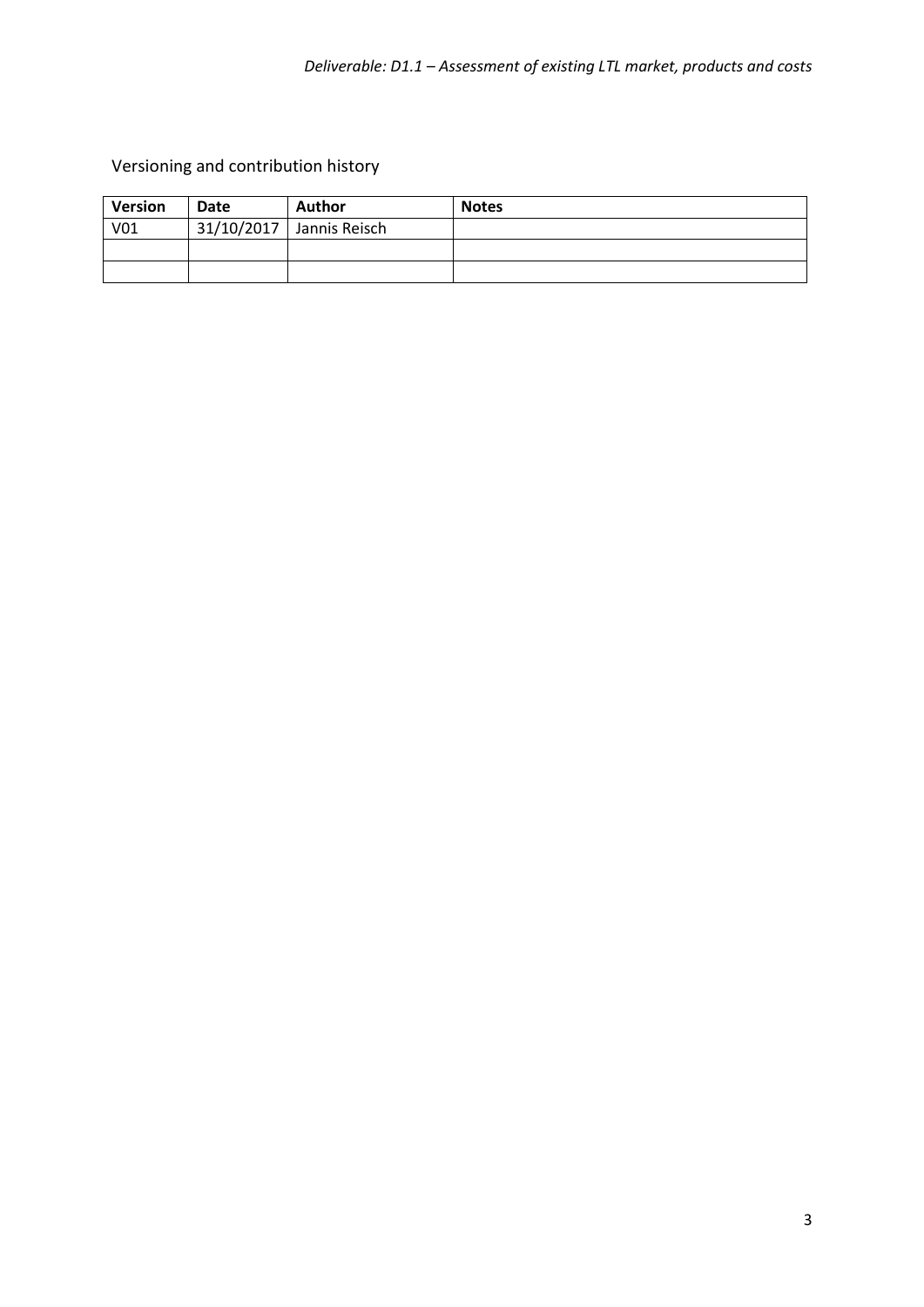Versioning and contribution history

| Version | Date | Author | Notes |
| --- | --- | --- | --- |
| V01 | 31/10/2017 | Jannis Reisch | |
| | | | |
| | | | |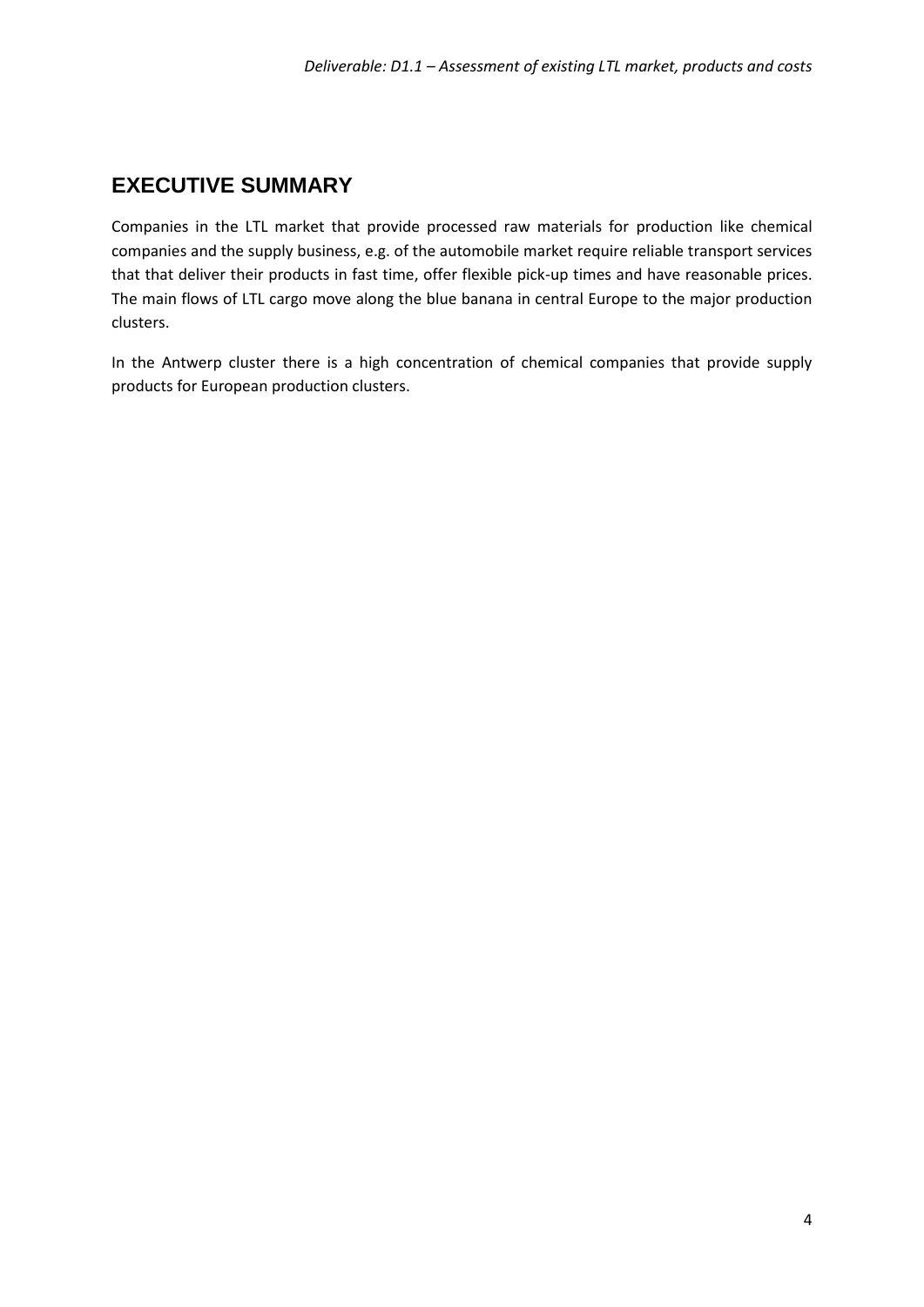# EXECUTIVE SUMMARY

Companies in the LTL market that provide processed raw materials for production like chemical companies and the supply business, e.g. of the automobile market require reliable transport services that that deliver their products in fast time, offer flexible pick-up times and have reasonable prices. The main flows of LTL cargo move along the blue banana in central Europe to the major production clusters.

In the Antwerp cluster there is a high concentration of chemical companies that provide supply products for European production clusters.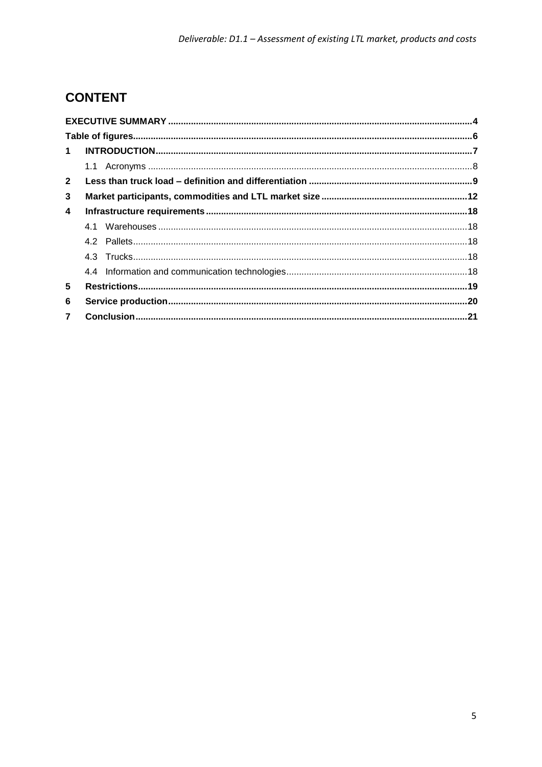# CONTENT

**EXECUTIVE SUMMARY** ..... **4**

**Table of figures** ..... **6**

**1 INTRODUCTION** ..... **7**

1.1 Acronyms ..... 8

**2 Less than truck load – definition and differentiation** ..... **9**

**3 Market participants, commodities and LTL market size** ..... **12**

**4 Infrastructure requirements** ..... **18**

4.1 Warehouses ..... 18

4.2 Pallets ..... 18

4.3 Trucks ..... 18

4.4 Information and communication technologies ..... 18

**5 Restrictions** ..... **19**

**6 Service production** ..... **20**

**7 Conclusion** ..... **21**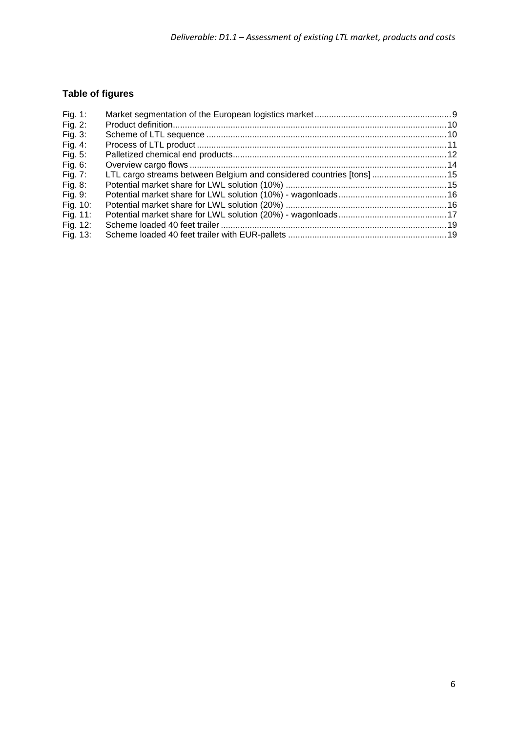## Table of figures

| | | |
|---|---|---|
| Fig. 1: | Market segmentation of the European logistics market | 9 |
| Fig. 2: | Product definition | 10 |
| Fig. 3: | Scheme of LTL sequence | 10 |
| Fig. 4: | Process of LTL product | 11 |
| Fig. 5: | Palletized chemical end products | 12 |
| Fig. 6: | Overview cargo flows | 14 |
| Fig. 7: | LTL cargo streams between Belgium and considered countries [tons] | 15 |
| Fig. 8: | Potential market share for LWL solution (10%) | 15 |
| Fig. 9: | Potential market share for LWL solution (10%) - wagonloads | 16 |
| Fig. 10: | Potential market share for LWL solution (20%) | 16 |
| Fig. 11: | Potential market share for LWL solution (20%) - wagonloads | 17 |
| Fig. 12: | Scheme loaded 40 feet trailer | 19 |
| Fig. 13: | Scheme loaded 40 feet trailer with EUR-pallets | 19 |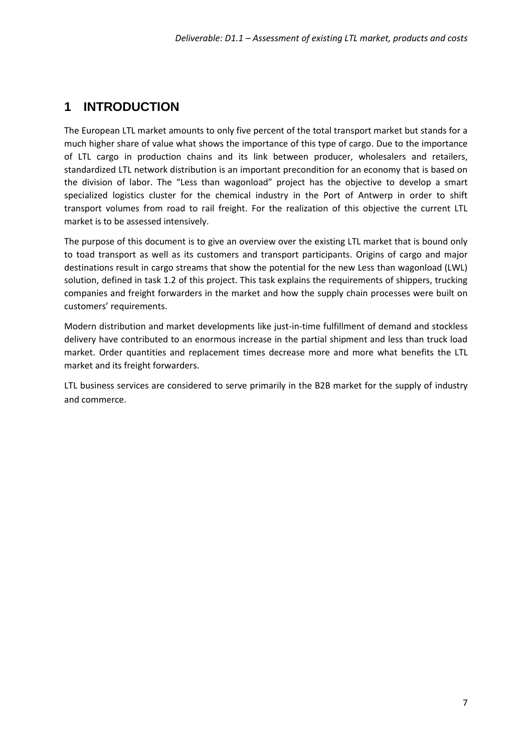# 1 INTRODUCTION

The European LTL market amounts to only five percent of the total transport market but stands for a much higher share of value what shows the importance of this type of cargo. Due to the importance of LTL cargo in production chains and its link between producer, wholesalers and retailers, standardized LTL network distribution is an important precondition for an economy that is based on the division of labor. The "Less than wagonload" project has the objective to develop a smart specialized logistics cluster for the chemical industry in the Port of Antwerp in order to shift transport volumes from road to rail freight. For the realization of this objective the current LTL market is to be assessed intensively.

The purpose of this document is to give an overview over the existing LTL market that is bound only to toad transport as well as its customers and transport participants. Origins of cargo and major destinations result in cargo streams that show the potential for the new Less than wagonload (LWL) solution, defined in task 1.2 of this project. This task explains the requirements of shippers, trucking companies and freight forwarders in the market and how the supply chain processes were built on customers' requirements.

Modern distribution and market developments like just-in-time fulfillment of demand and stockless delivery have contributed to an enormous increase in the partial shipment and less than truck load market. Order quantities and replacement times decrease more and more what benefits the LTL market and its freight forwarders.

LTL business services are considered to serve primarily in the B2B market for the supply of industry and commerce.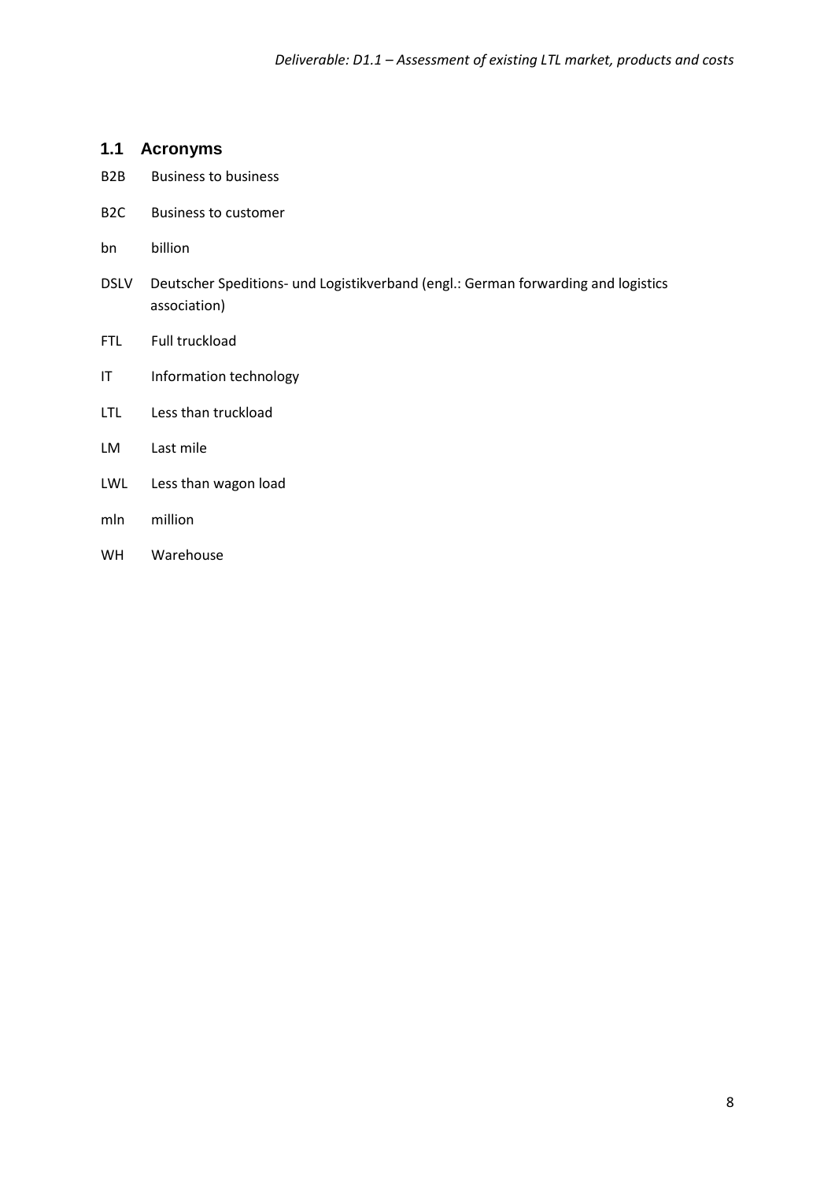## 1.1 Acronyms

| | |
|---|---|
| B2B | Business to business |
| B2C | Business to customer |
| bn | billion |
| DSLV | Deutscher Speditions- und Logistikverband (engl.: German forwarding and logistics association) |
| FTL | Full truckload |
| IT | Information technology |
| LTL | Less than truckload |
| LM | Last mile |
| LWL | Less than wagon load |
| mln | million |
| WH | Warehouse |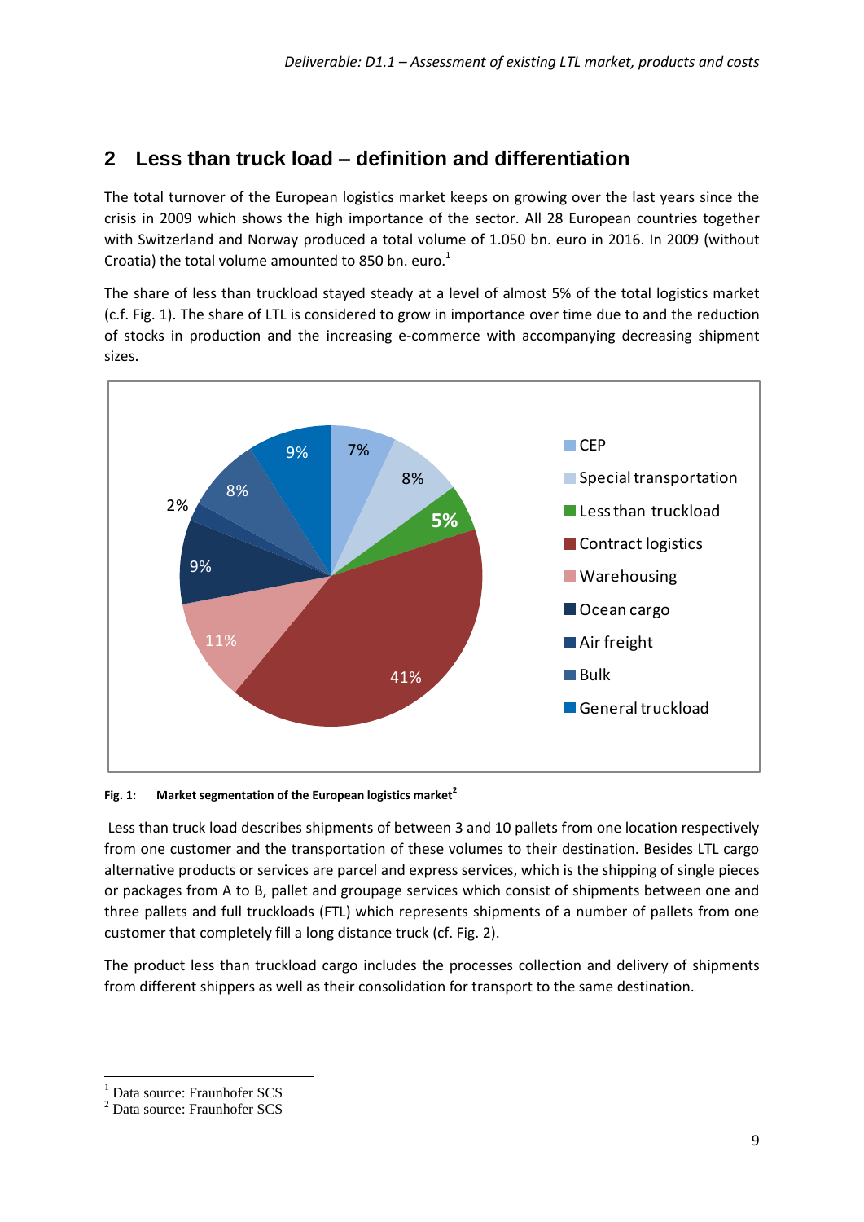## 2 Less than truck load – definition and differentiation

The total turnover of the European logistics market keeps on growing over the last years since the crisis in 2009 which shows the high importance of the sector. All 28 European countries together with Switzerland and Norway produced a total volume of 1.050 bn. euro in 2016. In 2009 (without Croatia) the total volume amounted to 850 bn. euro.[1]

The share of less than truckload stayed steady at a level of almost 5% of the total logistics market (c.f. Fig. 1). The share of LTL is considered to grow in importance over time due to and the reduction of stocks in production and the increasing e-commerce with accompanying decreasing shipment sizes.

**Fig. 1: Market segmentation of the European logistics market[2]**

Less than truck load describes shipments of between 3 and 10 pallets from one location respectively from one customer and the transportation of these volumes to their destination. Besides LTL cargo alternative products or services are parcel and express services, which is the shipping of single pieces or packages from A to B, pallet and groupage services which consist of shipments between one and three pallets and full truckloads (FTL) which represents shipments of a number of pallets from one customer that completely fill a long distance truck (cf. Fig. 2).

The product less than truckload cargo includes the processes collection and delivery of shipments from different shippers as well as their consolidation for transport to the same destination.

[1] Data source: Fraunhofer SCS
[2] Data source: Fraunhofer SCS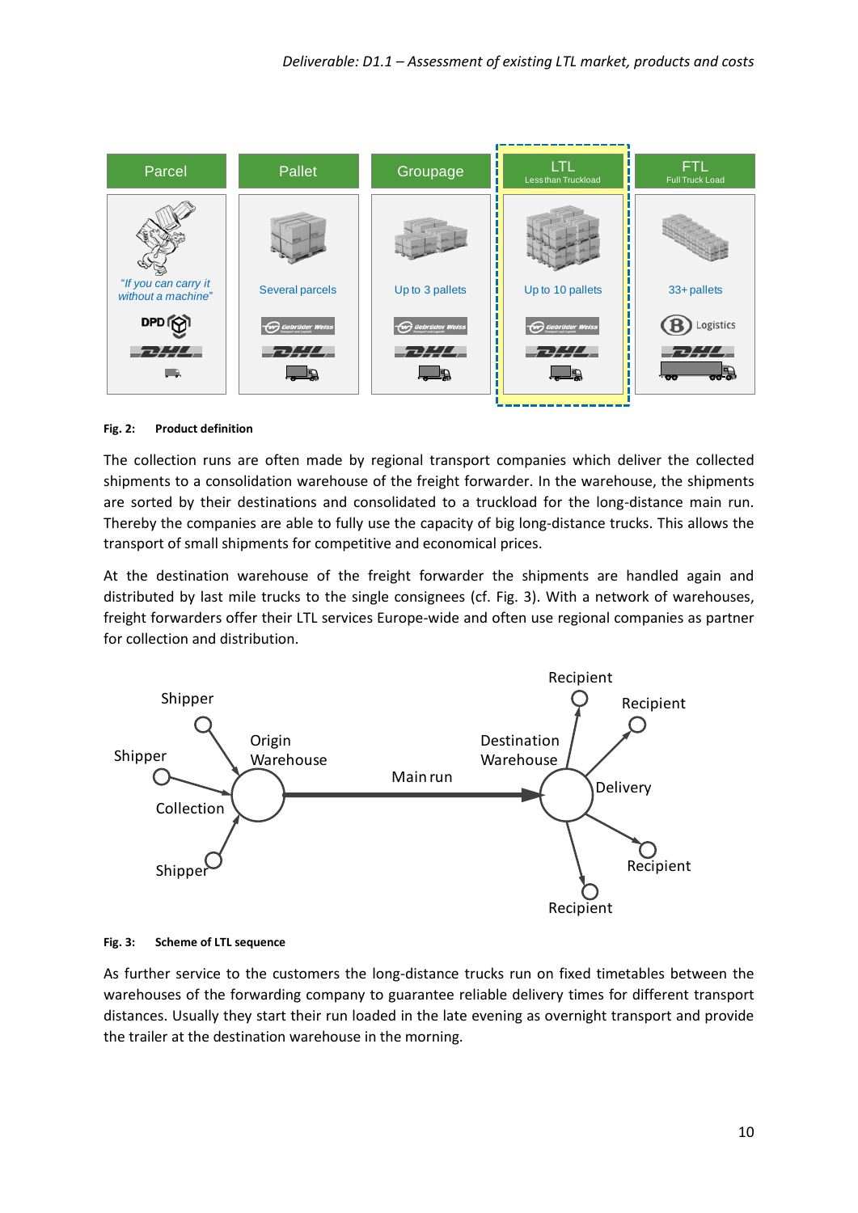**Fig. 2: Product definition**

The collection runs are often made by regional transport companies which deliver the collected shipments to a consolidation warehouse of the freight forwarder. In the warehouse, the shipments are sorted by their destinations and consolidated to a truckload for the long-distance main run. Thereby the companies are able to fully use the capacity of big long-distance trucks. This allows the transport of small shipments for competitive and economical prices.

At the destination warehouse of the freight forwarder the shipments are handled again and distributed by last mile trucks to the single consignees (cf. Fig. 3). With a network of warehouses, freight forwarders offer their LTL services Europe-wide and often use regional companies as partner for collection and distribution.

**Fig. 3: Scheme of LTL sequence**

As further service to the customers the long-distance trucks run on fixed timetables between the warehouses of the forwarding company to guarantee reliable delivery times for different transport distances. Usually they start their run loaded in the late evening as overnight transport and provide the trailer at the destination warehouse in the morning.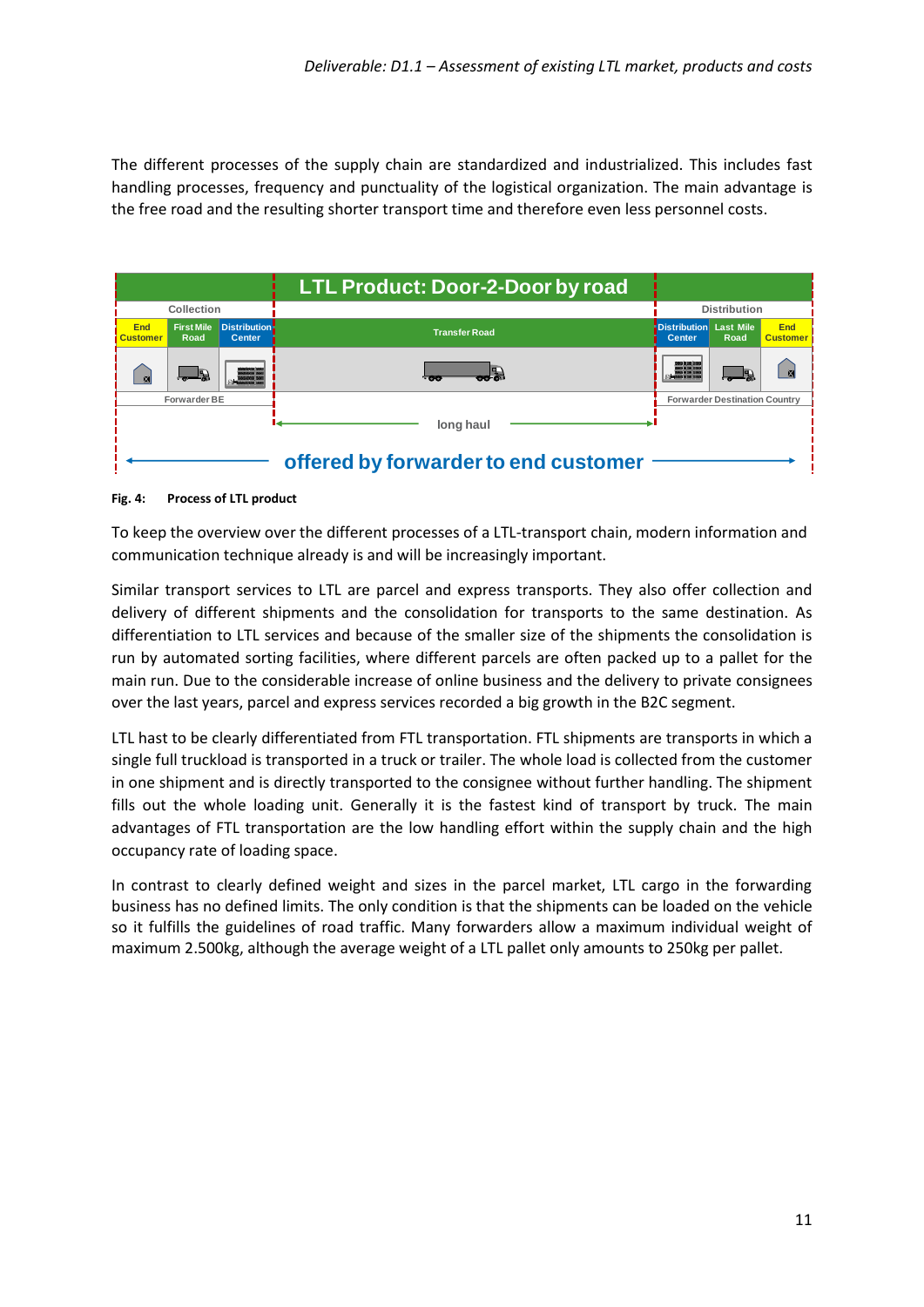The different processes of the supply chain are standardized and industrialized. This includes fast handling processes, frequency and punctuality of the logistical organization. The main advantage is the free road and the resulting shorter transport time and therefore even less personnel costs.

**Fig. 4: Process of LTL product**

To keep the overview over the different processes of a LTL-transport chain, modern information and communication technique already is and will be increasingly important.

Similar transport services to LTL are parcel and express transports. They also offer collection and delivery of different shipments and the consolidation for transports to the same destination. As differentiation to LTL services and because of the smaller size of the shipments the consolidation is run by automated sorting facilities, where different parcels are often packed up to a pallet for the main run. Due to the considerable increase of online business and the delivery to private consignees over the last years, parcel and express services recorded a big growth in the B2C segment.

LTL hast to be clearly differentiated from FTL transportation. FTL shipments are transports in which a single full truckload is transported in a truck or trailer. The whole load is collected from the customer in one shipment and is directly transported to the consignee without further handling. The shipment fills out the whole loading unit. Generally it is the fastest kind of transport by truck. The main advantages of FTL transportation are the low handling effort within the supply chain and the high occupancy rate of loading space.

In contrast to clearly defined weight and sizes in the parcel market, LTL cargo in the forwarding business has no defined limits. The only condition is that the shipments can be loaded on the vehicle so it fulfills the guidelines of road traffic. Many forwarders allow a maximum individual weight of maximum 2.500kg, although the average weight of a LTL pallet only amounts to 250kg per pallet.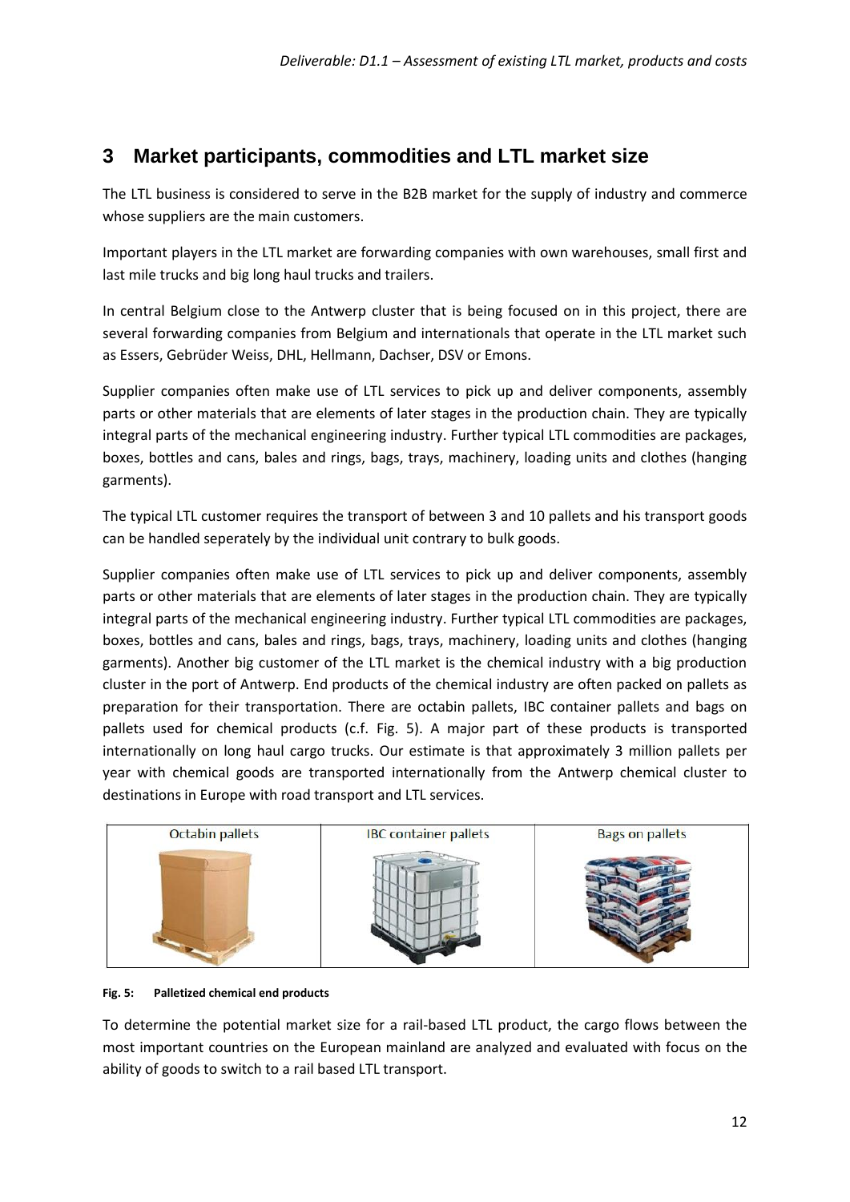# 3 Market participants, commodities and LTL market size

The LTL business is considered to serve in the B2B market for the supply of industry and commerce whose suppliers are the main customers.

Important players in the LTL market are forwarding companies with own warehouses, small first and last mile trucks and big long haul trucks and trailers.

In central Belgium close to the Antwerp cluster that is being focused on in this project, there are several forwarding companies from Belgium and internationals that operate in the LTL market such as Essers, Gebrüder Weiss, DHL, Hellmann, Dachser, DSV or Emons.

Supplier companies often make use of LTL services to pick up and deliver components, assembly parts or other materials that are elements of later stages in the production chain. They are typically integral parts of the mechanical engineering industry. Further typical LTL commodities are packages, boxes, bottles and cans, bales and rings, bags, trays, machinery, loading units and clothes (hanging garments).

The typical LTL customer requires the transport of between 3 and 10 pallets and his transport goods can be handled seperately by the individual unit contrary to bulk goods.

Supplier companies often make use of LTL services to pick up and deliver components, assembly parts or other materials that are elements of later stages in the production chain. They are typically integral parts of the mechanical engineering industry. Further typical LTL commodities are packages, boxes, bottles and cans, bales and rings, bags, trays, machinery, loading units and clothes (hanging garments). Another big customer of the LTL market is the chemical industry with a big production cluster in the port of Antwerp. End products of the chemical industry are often packed on pallets as preparation for their transportation. There are octabin pallets, IBC container pallets and bags on pallets used for chemical products (c.f. Fig. 5). A major part of these products is transported internationally on long haul cargo trucks. Our estimate is that approximately 3 million pallets per year with chemical goods are transported internationally from the Antwerp chemical cluster to destinations in Europe with road transport and LTL services.

| Octabin pallets | IBC container pallets | Bags on pallets |
|---|---|---|

**Fig. 5: Palletized chemical end products**

To determine the potential market size for a rail-based LTL product, the cargo flows between the most important countries on the European mainland are analyzed and evaluated with focus on the ability of goods to switch to a rail based LTL transport.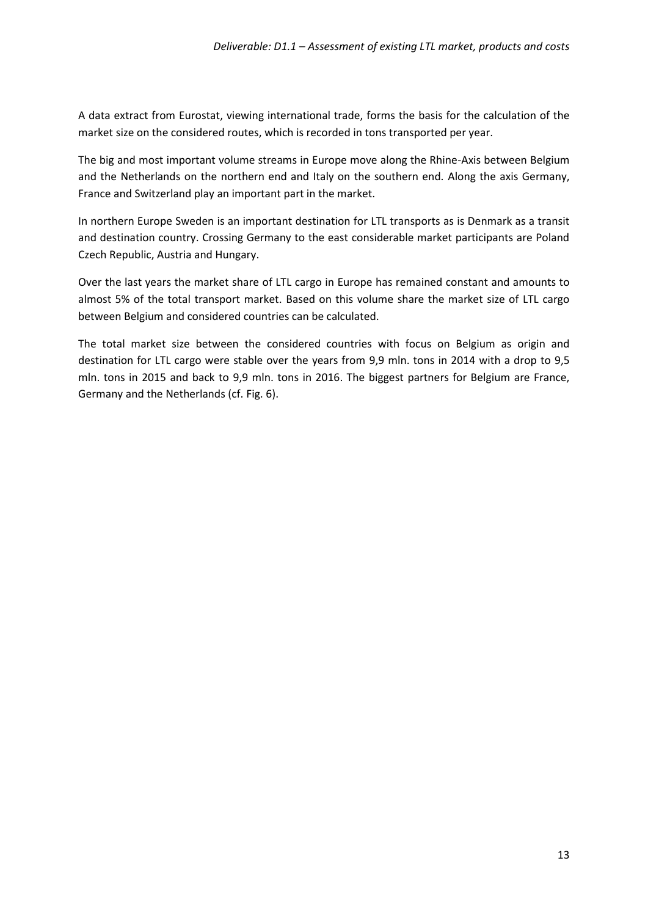A data extract from Eurostat, viewing international trade, forms the basis for the calculation of the market size on the considered routes, which is recorded in tons transported per year.

The big and most important volume streams in Europe move along the Rhine-Axis between Belgium and the Netherlands on the northern end and Italy on the southern end. Along the axis Germany, France and Switzerland play an important part in the market.

In northern Europe Sweden is an important destination for LTL transports as is Denmark as a transit and destination country. Crossing Germany to the east considerable market participants are Poland Czech Republic, Austria and Hungary.

Over the last years the market share of LTL cargo in Europe has remained constant and amounts to almost 5% of the total transport market. Based on this volume share the market size of LTL cargo between Belgium and considered countries can be calculated.

The total market size between the considered countries with focus on Belgium as origin and destination for LTL cargo were stable over the years from 9,9 mln. tons in 2014 with a drop to 9,5 mln. tons in 2015 and back to 9,9 mln. tons in 2016. The biggest partners for Belgium are France, Germany and the Netherlands (cf. Fig. 6).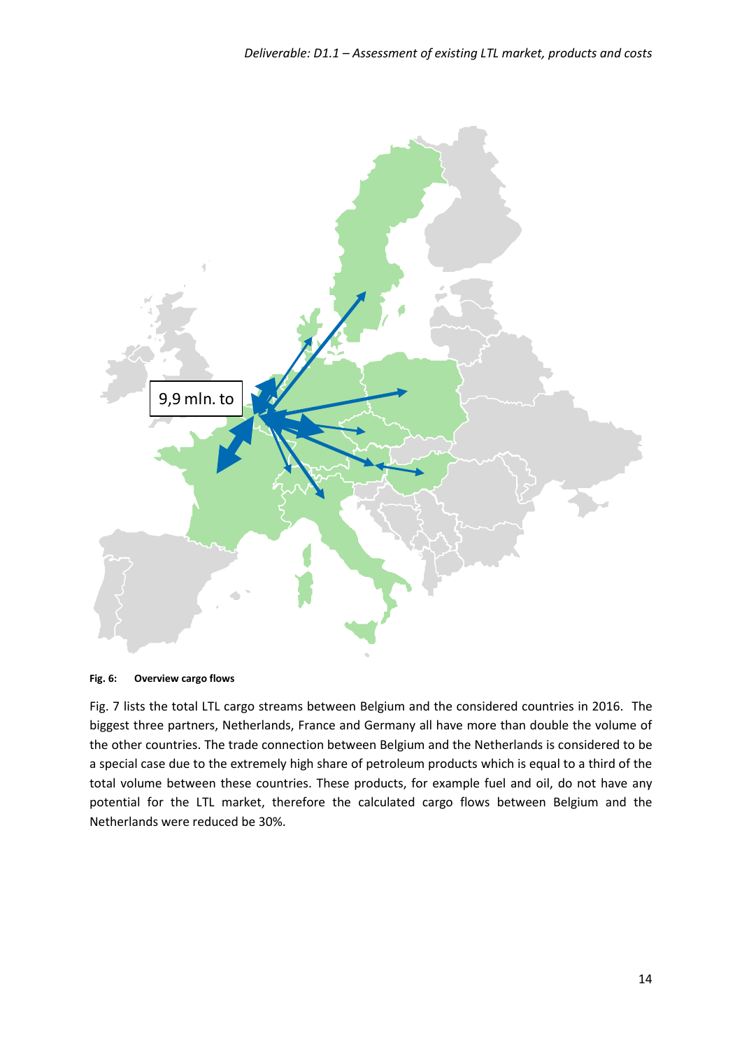9,9 mln. to

**Fig. 6: Overview cargo flows**

Fig. 7 lists the total LTL cargo streams between Belgium and the considered countries in 2016. The biggest three partners, Netherlands, France and Germany all have more than double the volume of the other countries. The trade connection between Belgium and the Netherlands is considered to be a special case due to the extremely high share of petroleum products which is equal to a third of the total volume between these countries. These products, for example fuel and oil, do not have any potential for the LTL market, therefore the calculated cargo flows between Belgium and the Netherlands were reduced be 30%.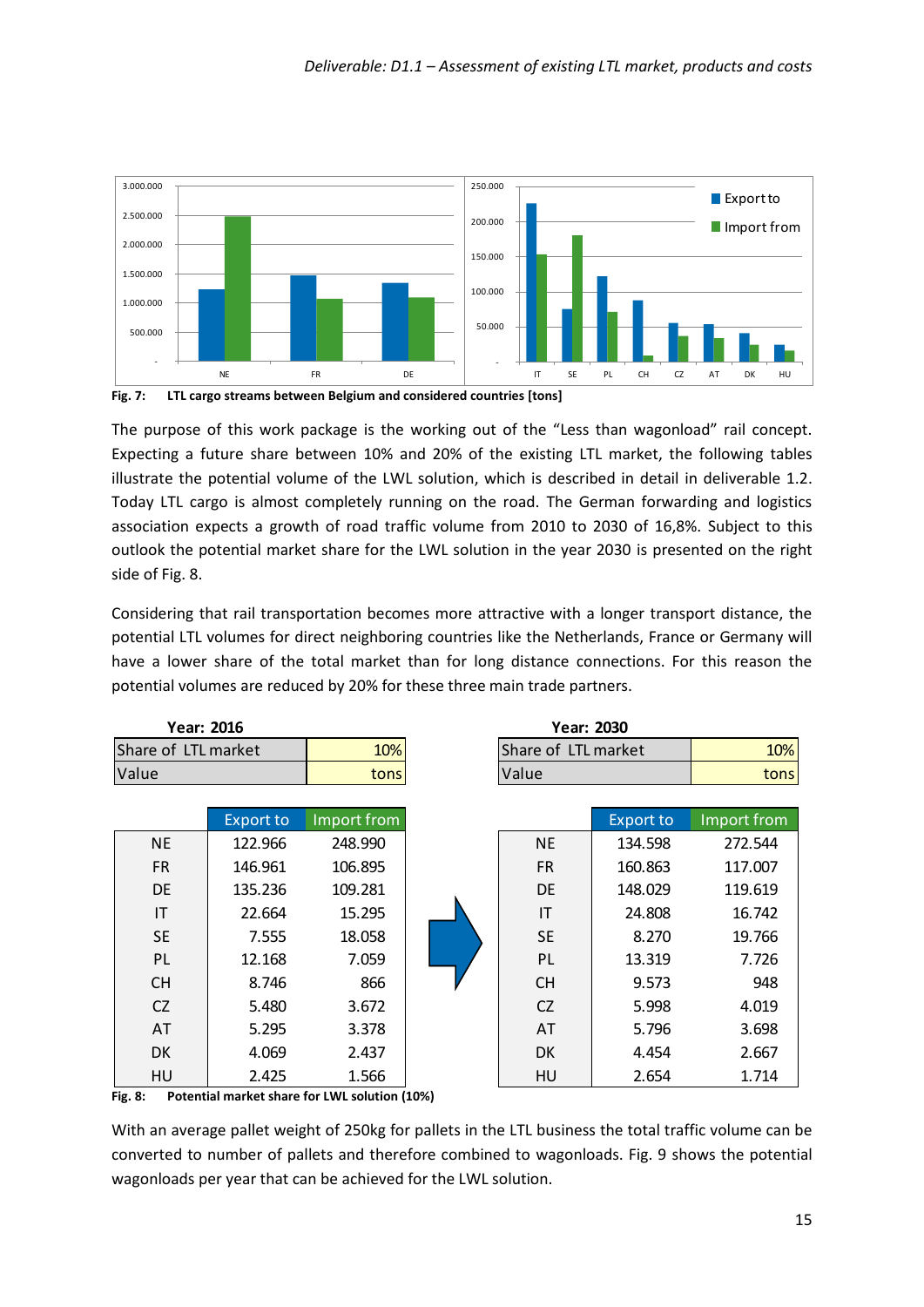Fig. 7: LTL cargo streams between Belgium and considered countries [tons]

The purpose of this work package is the working out of the "Less than wagonload" rail concept. Expecting a future share between 10% and 20% of the existing LTL market, the following tables illustrate the potential volume of the LWL solution, which is described in detail in deliverable 1.2. Today LTL cargo is almost completely running on the road. The German forwarding and logistics association expects a growth of road traffic volume from 2010 to 2030 of 16,8%. Subject to this outlook the potential market share for the LWL solution in the year 2030 is presented on the right side of Fig. 8.

Considering that rail transportation becomes more attractive with a longer transport distance, the potential LTL volumes for direct neighboring countries like the Netherlands, France or Germany will have a lower share of the total market than for long distance connections. For this reason the potential volumes are reduced by 20% for these three main trade partners.

**Year: 2016**

| Share of LTL market | 10% |
|---|---|
| Value | tons |

| | Export to | Import from |
|---|---|---|
| NE | 122.966 | 248.990 |
| FR | 146.961 | 106.895 |
| DE | 135.236 | 109.281 |
| IT | 22.664 | 15.295 |
| SE | 7.555 | 18.058 |
| PL | 12.168 | 7.059 |
| CH | 8.746 | 866 |
| CZ | 5.480 | 3.672 |
| AT | 5.295 | 3.378 |
| DK | 4.069 | 2.437 |
| HU | 2.425 | 1.566 |

**Year: 2030**

| Share of LTL market | 10% |
|---|---|
| Value | tons |

| | Export to | Import from |
|---|---|---|
| NE | 134.598 | 272.544 |
| FR | 160.863 | 117.007 |
| DE | 148.029 | 119.619 |
| IT | 24.808 | 16.742 |
| SE | 8.270 | 19.766 |
| PL | 13.319 | 7.726 |
| CH | 9.573 | 948 |
| CZ | 5.998 | 4.019 |
| AT | 5.796 | 3.698 |
| DK | 4.454 | 2.667 |
| HU | 2.654 | 1.714 |

Fig. 8: Potential market share for LWL solution (10%)

With an average pallet weight of 250kg for pallets in the LTL business the total traffic volume can be converted to number of pallets and therefore combined to wagonloads. Fig. 9 shows the potential wagonloads per year that can be achieved for the LWL solution.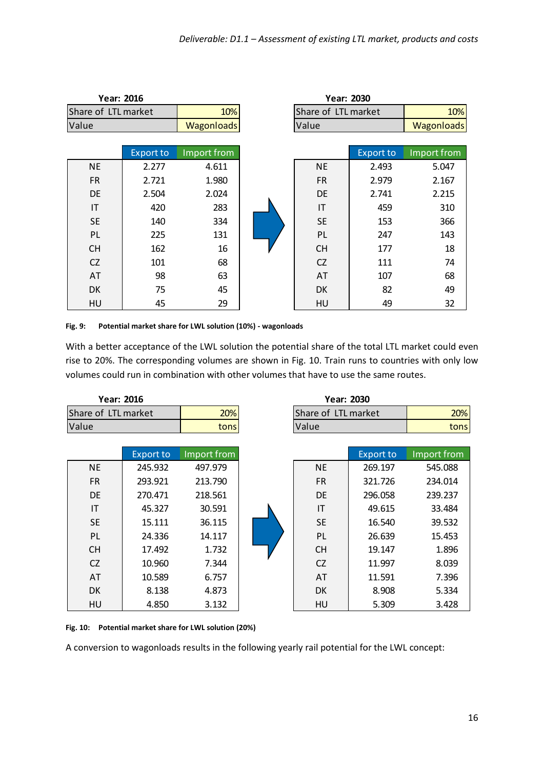| Year: 2016 | |
|---|---|
| Share of LTL market | 10% |
| Value | Wagonloads |

| | Export to | Import from |
|---|---|---|
| NE | 2.277 | 4.611 |
| FR | 2.721 | 1.980 |
| DE | 2.504 | 2.024 |
| IT | 420 | 283 |
| SE | 140 | 334 |
| PL | 225 | 131 |
| CH | 162 | 16 |
| CZ | 101 | 68 |
| AT | 98 | 63 |
| DK | 75 | 45 |
| HU | 45 | 29 |

| Year: 2030 | |
|---|---|
| Share of LTL market | 10% |
| Value | Wagonloads |

| | Export to | Import from |
|---|---|---|
| NE | 2.493 | 5.047 |
| FR | 2.979 | 2.167 |
| DE | 2.741 | 2.215 |
| IT | 459 | 310 |
| SE | 153 | 366 |
| PL | 247 | 143 |
| CH | 177 | 18 |
| CZ | 111 | 74 |
| AT | 107 | 68 |
| DK | 82 | 49 |
| HU | 49 | 32 |

**Fig. 9: Potential market share for LWL solution (10%) - wagonloads**

With a better acceptance of the LWL solution the potential share of the total LTL market could even rise to 20%. The corresponding volumes are shown in Fig. 10. Train runs to countries with only low volumes could run in combination with other volumes that have to use the same routes.

| Year: 2016 | |
|---|---|
| Share of LTL market | 20% |
| Value | tons |

| | Export to | Import from |
|---|---|---|
| NE | 245.932 | 497.979 |
| FR | 293.921 | 213.790 |
| DE | 270.471 | 218.561 |
| IT | 45.327 | 30.591 |
| SE | 15.111 | 36.115 |
| PL | 24.336 | 14.117 |
| CH | 17.492 | 1.732 |
| CZ | 10.960 | 7.344 |
| AT | 10.589 | 6.757 |
| DK | 8.138 | 4.873 |
| HU | 4.850 | 3.132 |

| Year: 2030 | |
|---|---|
| Share of LTL market | 20% |
| Value | tons |

| | Export to | Import from |
|---|---|---|
| NE | 269.197 | 545.088 |
| FR | 321.726 | 234.014 |
| DE | 296.058 | 239.237 |
| IT | 49.615 | 33.484 |
| SE | 16.540 | 39.532 |
| PL | 26.639 | 15.453 |
| CH | 19.147 | 1.896 |
| CZ | 11.997 | 8.039 |
| AT | 11.591 | 7.396 |
| DK | 8.908 | 5.334 |
| HU | 5.309 | 3.428 |

**Fig. 10: Potential market share for LWL solution (20%)**

A conversion to wagonloads results in the following yearly rail potential for the LWL concept: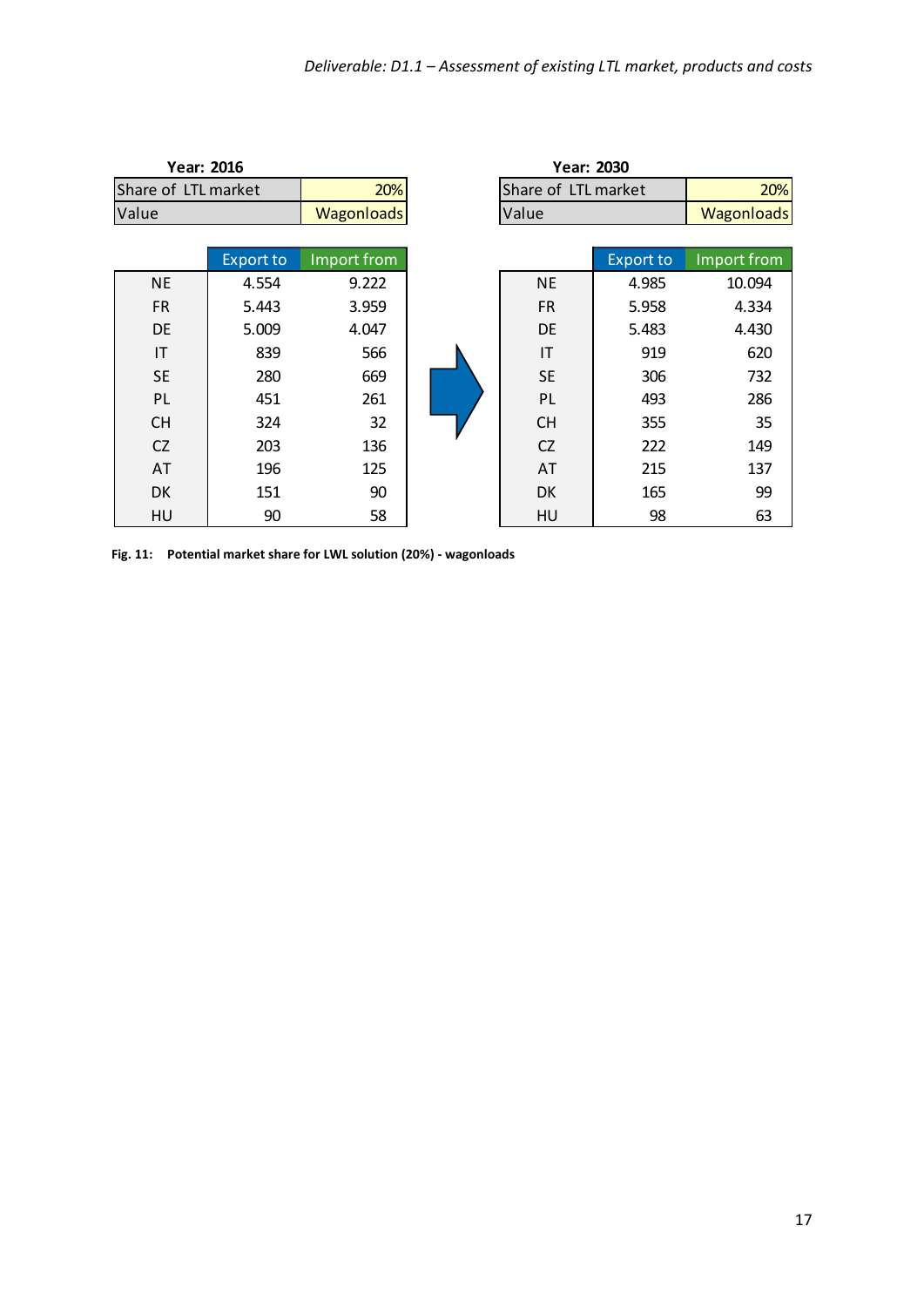**Year: 2016**

| Share of LTL market | 20% |
| --- | --- |
| Value | Wagonloads |

| | Export to | Import from |
| --- | --- | --- |
| NE | 4.554 | 9.222 |
| FR | 5.443 | 3.959 |
| DE | 5.009 | 4.047 |
| IT | 839 | 566 |
| SE | 280 | 669 |
| PL | 451 | 261 |
| CH | 324 | 32 |
| CZ | 203 | 136 |
| AT | 196 | 125 |
| DK | 151 | 90 |
| HU | 90 | 58 |

**Year: 2030**

| Share of LTL market | 20% |
| --- | --- |
| Value | Wagonloads |

| | Export to | Import from |
| --- | --- | --- |
| NE | 4.985 | 10.094 |
| FR | 5.958 | 4.334 |
| DE | 5.483 | 4.430 |
| IT | 919 | 620 |
| SE | 306 | 732 |
| PL | 493 | 286 |
| CH | 355 | 35 |
| CZ | 222 | 149 |
| AT | 215 | 137 |
| DK | 165 | 99 |
| HU | 98 | 63 |

**Fig. 11: Potential market share for LWL solution (20%) - wagonloads**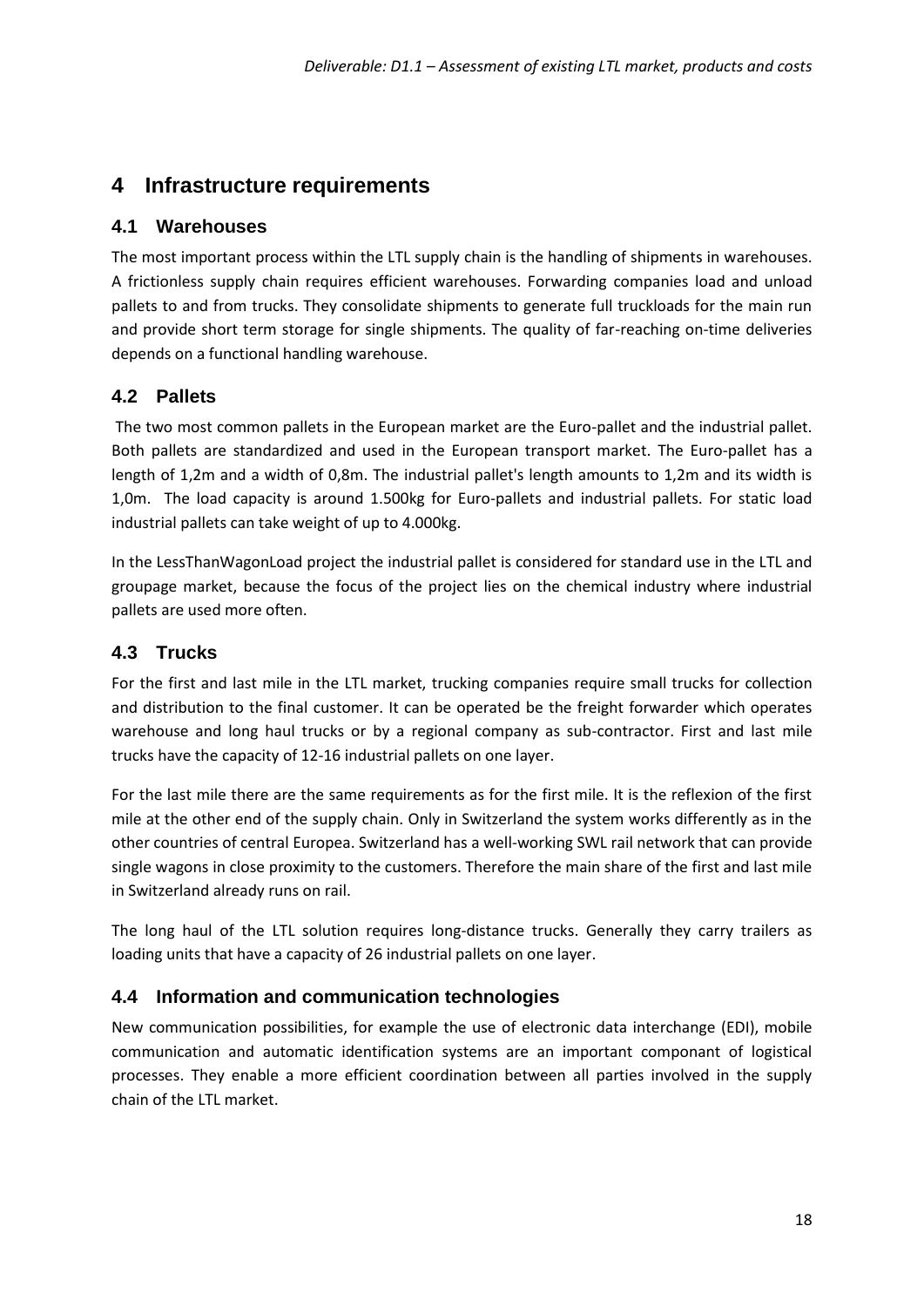# 4 Infrastructure requirements

## 4.1 Warehouses

The most important process within the LTL supply chain is the handling of shipments in warehouses. A frictionless supply chain requires efficient warehouses. Forwarding companies load and unload pallets to and from trucks. They consolidate shipments to generate full truckloads for the main run and provide short term storage for single shipments. The quality of far-reaching on-time deliveries depends on a functional handling warehouse.

## 4.2 Pallets

The two most common pallets in the European market are the Euro-pallet and the industrial pallet. Both pallets are standardized and used in the European transport market. The Euro-pallet has a length of 1,2m and a width of 0,8m. The industrial pallet's length amounts to 1,2m and its width is 1,0m. The load capacity is around 1.500kg for Euro-pallets and industrial pallets. For static load industrial pallets can take weight of up to 4.000kg.

In the LessThanWagonLoad project the industrial pallet is considered for standard use in the LTL and groupage market, because the focus of the project lies on the chemical industry where industrial pallets are used more often.

## 4.3 Trucks

For the first and last mile in the LTL market, trucking companies require small trucks for collection and distribution to the final customer. It can be operated be the freight forwarder which operates warehouse and long haul trucks or by a regional company as sub-contractor. First and last mile trucks have the capacity of 12-16 industrial pallets on one layer.

For the last mile there are the same requirements as for the first mile. It is the reflexion of the first mile at the other end of the supply chain. Only in Switzerland the system works differently as in the other countries of central Europea. Switzerland has a well-working SWL rail network that can provide single wagons in close proximity to the customers. Therefore the main share of the first and last mile in Switzerland already runs on rail.

The long haul of the LTL solution requires long-distance trucks. Generally they carry trailers as loading units that have a capacity of 26 industrial pallets on one layer.

## 4.4 Information and communication technologies

New communication possibilities, for example the use of electronic data interchange (EDI), mobile communication and automatic identification systems are an important componant of logistical processes. They enable a more efficient coordination between all parties involved in the supply chain of the LTL market.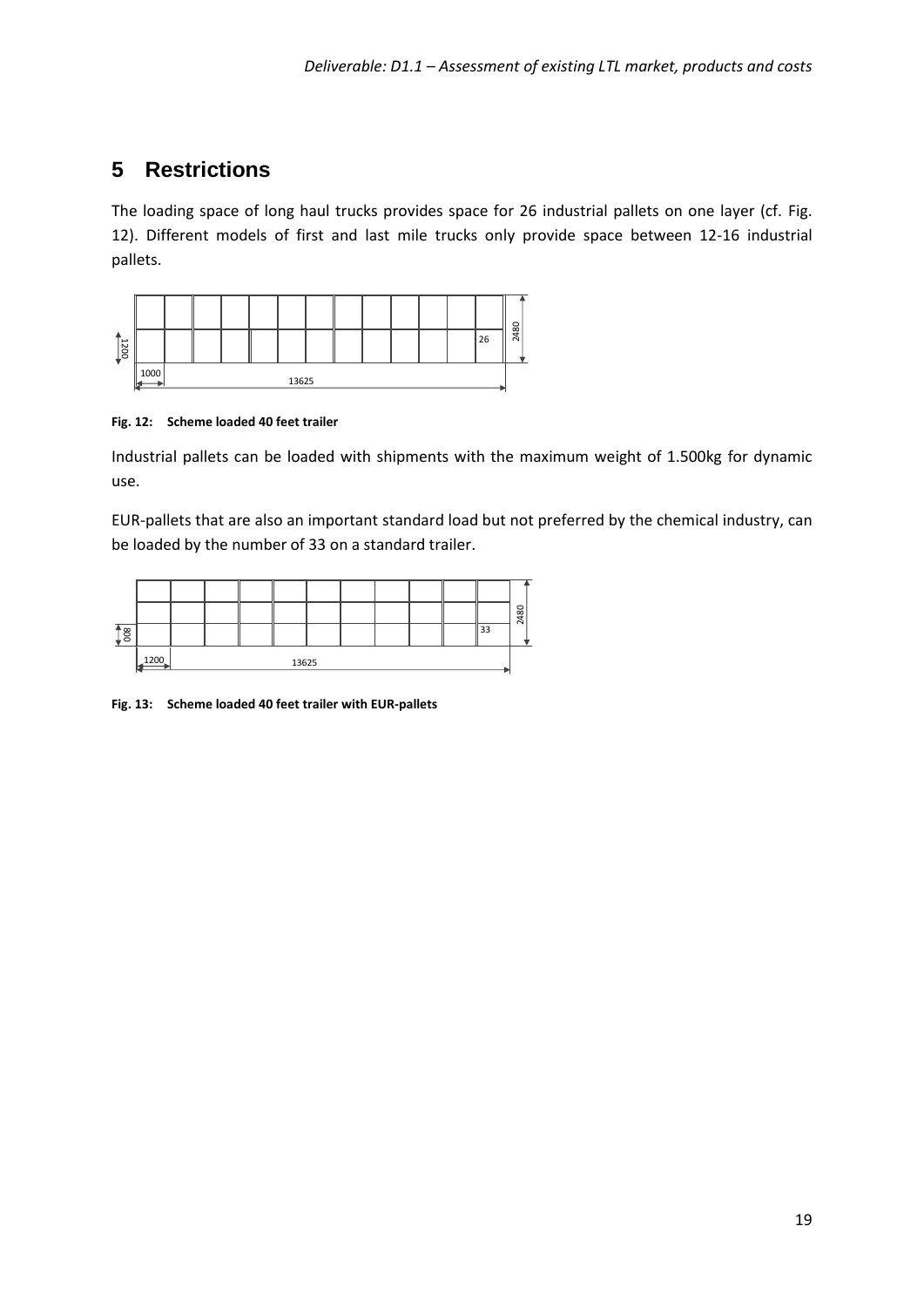# 5 Restrictions

The loading space of long haul trucks provides space for 26 industrial pallets on one layer (cf. Fig. 12). Different models of first and last mile trucks only provide space between 12-16 industrial pallets.

**Fig. 12: Scheme loaded 40 feet trailer**

Industrial pallets can be loaded with shipments with the maximum weight of 1.500kg for dynamic use.

EUR-pallets that are also an important standard load but not preferred by the chemical industry, can be loaded by the number of 33 on a standard trailer.

**Fig. 13: Scheme loaded 40 feet trailer with EUR-pallets**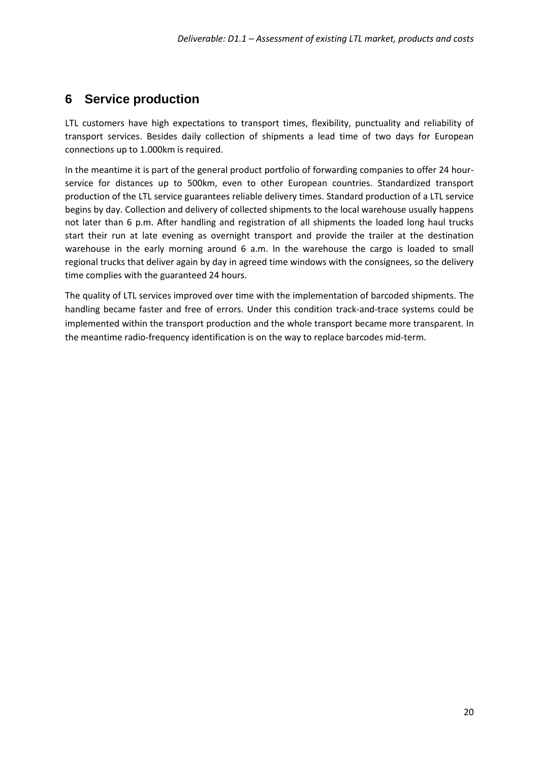# 6 Service production

LTL customers have high expectations to transport times, flexibility, punctuality and reliability of transport services. Besides daily collection of shipments a lead time of two days for European connections up to 1.000km is required.

In the meantime it is part of the general product portfolio of forwarding companies to offer 24 hour-service for distances up to 500km, even to other European countries. Standardized transport production of the LTL service guarantees reliable delivery times. Standard production of a LTL service begins by day. Collection and delivery of collected shipments to the local warehouse usually happens not later than 6 p.m. After handling and registration of all shipments the loaded long haul trucks start their run at late evening as overnight transport and provide the trailer at the destination warehouse in the early morning around 6 a.m. In the warehouse the cargo is loaded to small regional trucks that deliver again by day in agreed time windows with the consignees, so the delivery time complies with the guaranteed 24 hours.

The quality of LTL services improved over time with the implementation of barcoded shipments. The handling became faster and free of errors. Under this condition track-and-trace systems could be implemented within the transport production and the whole transport became more transparent. In the meantime radio-frequency identification is on the way to replace barcodes mid-term.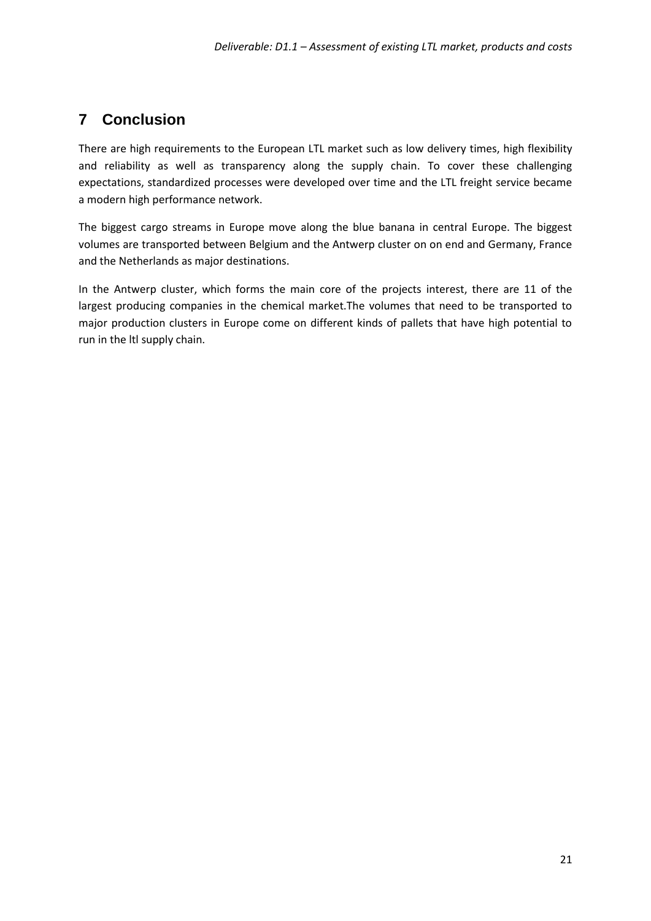# 7 Conclusion

There are high requirements to the European LTL market such as low delivery times, high flexibility and reliability as well as transparency along the supply chain. To cover these challenging expectations, standardized processes were developed over time and the LTL freight service became a modern high performance network.

The biggest cargo streams in Europe move along the blue banana in central Europe. The biggest volumes are transported between Belgium and the Antwerp cluster on on end and Germany, France and the Netherlands as major destinations.

In the Antwerp cluster, which forms the main core of the projects interest, there are 11 of the largest producing companies in the chemical market.The volumes that need to be transported to major production clusters in Europe come on different kinds of pallets that have high potential to run in the ltl supply chain.